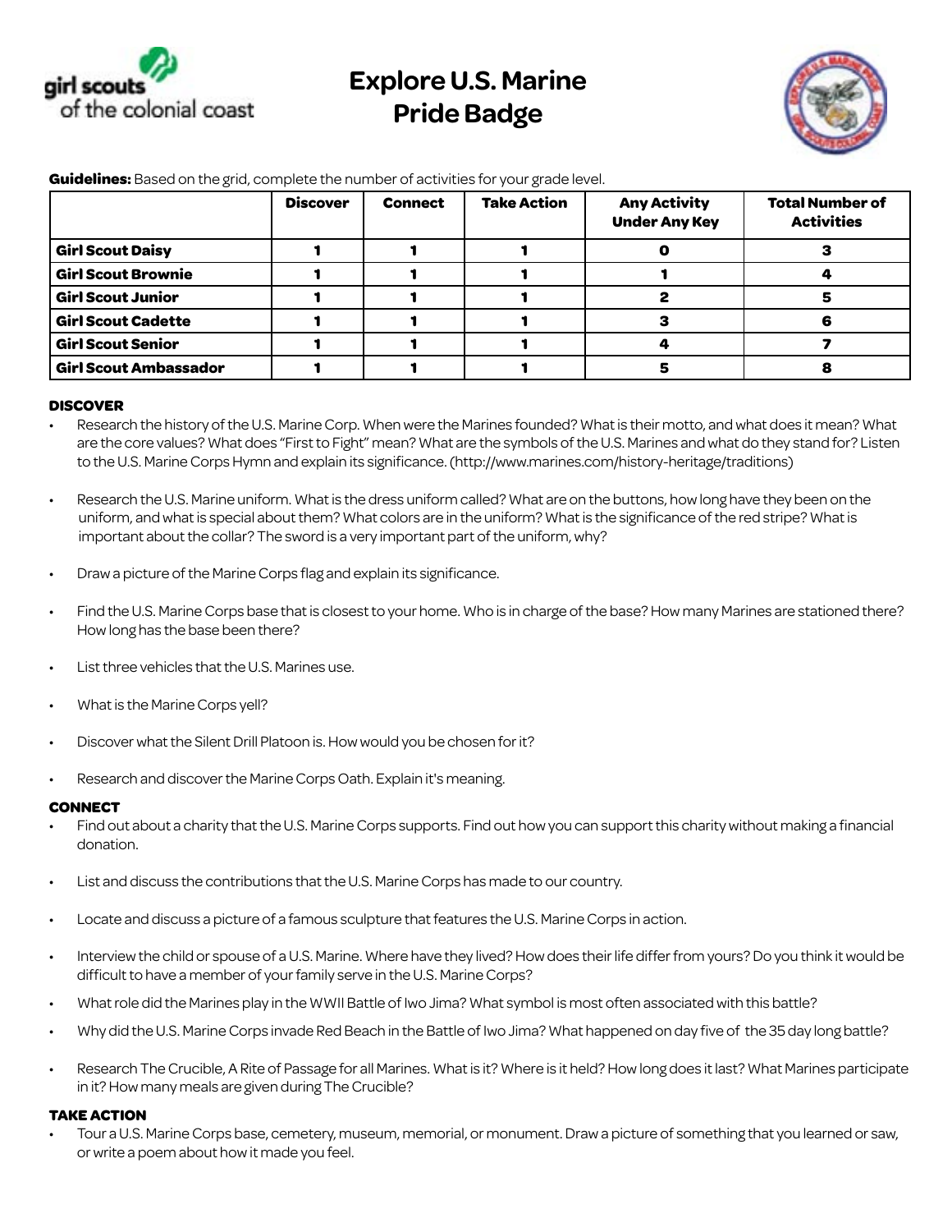# Explore U.S. Marine Pride Badge

**Guidelines:** Based on the grid, complete the number of activities for your grade level.

| | Discover | Connect | Take Action | Any Activity Under Any Key | Total Number of Activities |
|---|---|---|---|---|---|
| **Girl Scout Daisy** | 1 | 1 | 1 | 0 | 3 |
| **Girl Scout Brownie** | 1 | 1 | 1 | 1 | 4 |
| **Girl Scout Junior** | 1 | 1 | 1 | 2 | 5 |
| **Girl Scout Cadette** | 1 | 1 | 1 | 3 | 6 |
| **Girl Scout Senior** | 1 | 1 | 1 | 4 | 7 |
| **Girl Scout Ambassador** | 1 | 1 | 1 | 5 | 8 |

## DISCOVER

- Research the history of the U.S. Marine Corp. When were the Marines founded? What is their motto, and what does it mean? What are the core values? What does "First to Fight" mean? What are the symbols of the U.S. Marines and what do they stand for? Listen to the U.S. Marine Corps Hymn and explain its significance. (http://www.marines.com/history-heritage/traditions)
- Research the U.S. Marine uniform. What is the dress uniform called? What are on the buttons, how long have they been on the uniform, and what is special about them? What colors are in the uniform? What is the significance of the red stripe? What is important about the collar? The sword is a very important part of the uniform, why?
- Draw a picture of the Marine Corps flag and explain its significance.
- Find the U.S. Marine Corps base that is closest to your home. Who is in charge of the base? How many Marines are stationed there? How long has the base been there?
- List three vehicles that the U.S. Marines use.
- What is the Marine Corps yell?
- Discover what the Silent Drill Platoon is. How would you be chosen for it?
- Research and discover the Marine Corps Oath. Explain it's meaning.

## CONNECT

- Find out about a charity that the U.S. Marine Corps supports. Find out how you can support this charity without making a financial donation.
- List and discuss the contributions that the U.S. Marine Corps has made to our country.
- Locate and discuss a picture of a famous sculpture that features the U.S. Marine Corps in action.
- Interview the child or spouse of a U.S. Marine. Where have they lived? How does their life differ from yours? Do you think it would be difficult to have a member of your family serve in the U.S. Marine Corps?
- What role did the Marines play in the WWII Battle of Iwo Jima? What symbol is most often associated with this battle?
- Why did the U.S. Marine Corps invade Red Beach in the Battle of Iwo Jima? What happened on day five of the 35 day long battle?
- Research The Crucible, A Rite of Passage for all Marines. What is it? Where is it held? How long does it last? What Marines participate in it? How many meals are given during The Crucible?

## TAKE ACTION

- Tour a U.S. Marine Corps base, cemetery, museum, memorial, or monument. Draw a picture of something that you learned or saw, or write a poem about how it made you feel.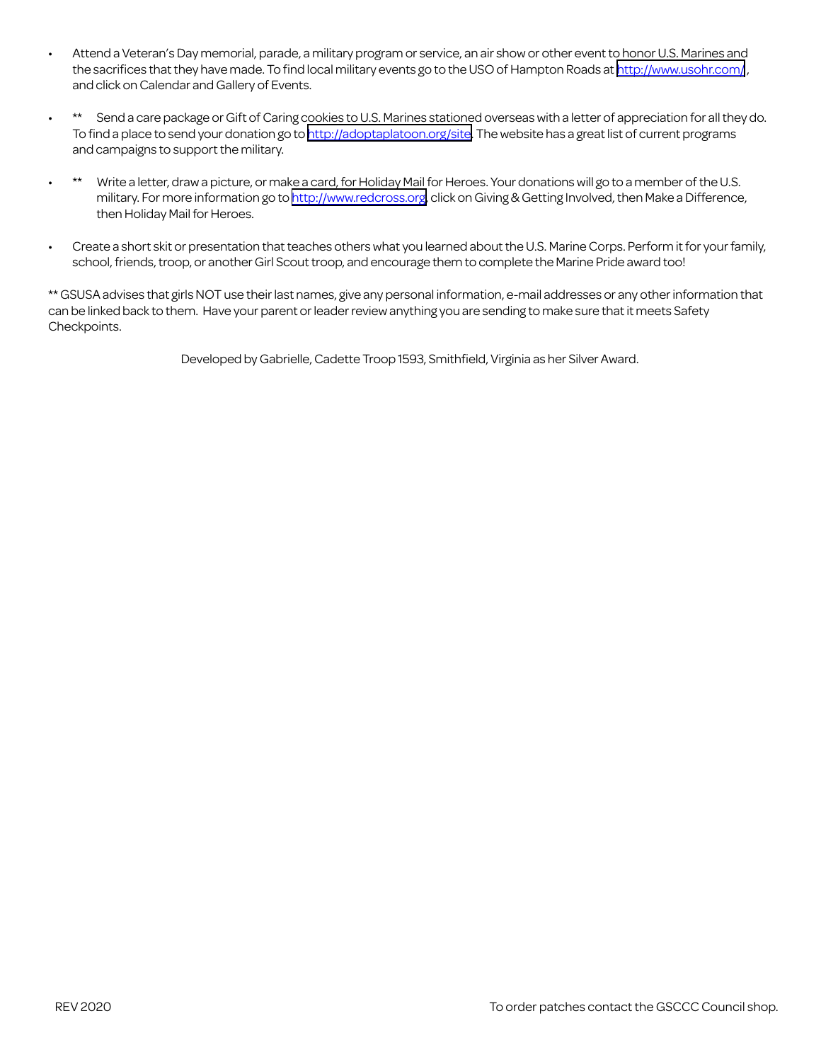- Attend a Veteran's Day memorial, parade, a military program or service, an air show or other event to honor U.S. Marines and the sacrifices that they have made. To find local military events go to the USO of Hampton Roads at http://www.usohr.com/, and click on Calendar and Gallery of Events.
- ** Send a care package or Gift of Caring cookies to U.S. Marines stationed overseas with a letter of appreciation for all they do. To find a place to send your donation go to http://adoptaplatoon.org/site. The website has a great list of current programs and campaigns to support the military.
- ** Write a letter, draw a picture, or make a card, for Holiday Mail for Heroes. Your donations will go to a member of the U.S. military. For more information go to http://www.redcross.org, click on Giving & Getting Involved, then Make a Difference, then Holiday Mail for Heroes.
- Create a short skit or presentation that teaches others what you learned about the U.S. Marine Corps. Perform it for your family, school, friends, troop, or another Girl Scout troop, and encourage them to complete the Marine Pride award too!

** GSUSA advises that girls NOT use their last names, give any personal information, e-mail addresses or any other information that can be linked back to them. Have your parent or leader review anything you are sending to make sure that it meets Safety Checkpoints.

Developed by Gabrielle, Cadette Troop 1593, Smithfield, Virginia as her Silver Award.

REV 2020

To order patches contact the GSCCC Council shop.